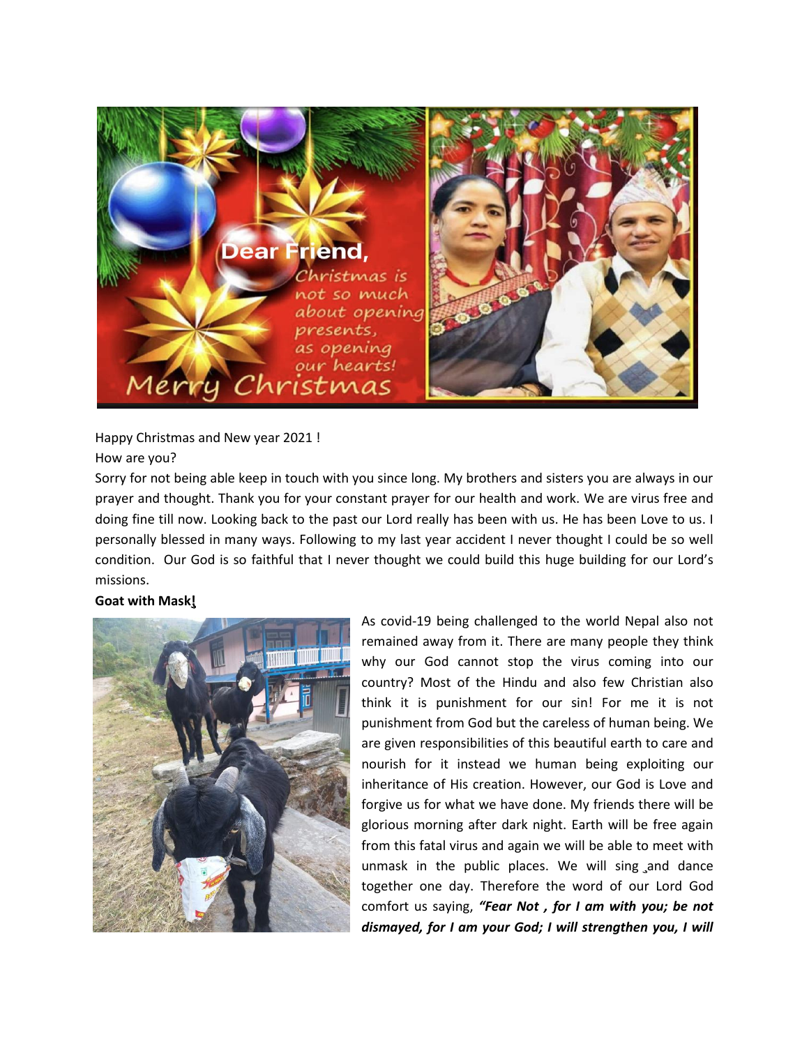Happy Christmas and New year 2021 !
How are you?

Sorry for not being able keep in touch with you since long. My brothers and sisters you are always in our prayer and thought. Thank you for your constant prayer for our health and work. We are virus free and doing fine till now. Looking back to the past our Lord really has been with us. He has been Love to us. I personally blessed in many ways. Following to my last year accident I never thought I could be so well condition. Our God is so faithful that I never thought we could build this huge building for our Lord's missions.

**Goat with Mask!**

As covid-19 being challenged to the world Nepal also not remained away from it. There are many people they think why our God cannot stop the virus coming into our country? Most of the Hindu and also few Christian also think it is punishment for our sin! For me it is not punishment from God but the careless of human being. We are given responsibilities of this beautiful earth to care and nourish for it instead we human being exploiting our inheritance of His creation. However, our God is Love and forgive us for what we have done. My friends there will be glorious morning after dark night. Earth will be free again from this fatal virus and again we will be able to meet with unmask in the public places. We will sing and dance together one day. Therefore the word of our Lord God comfort us saying, ***"Fear Not , for I am with you; be not dismayed, for I am your God; I will strengthen you, I will***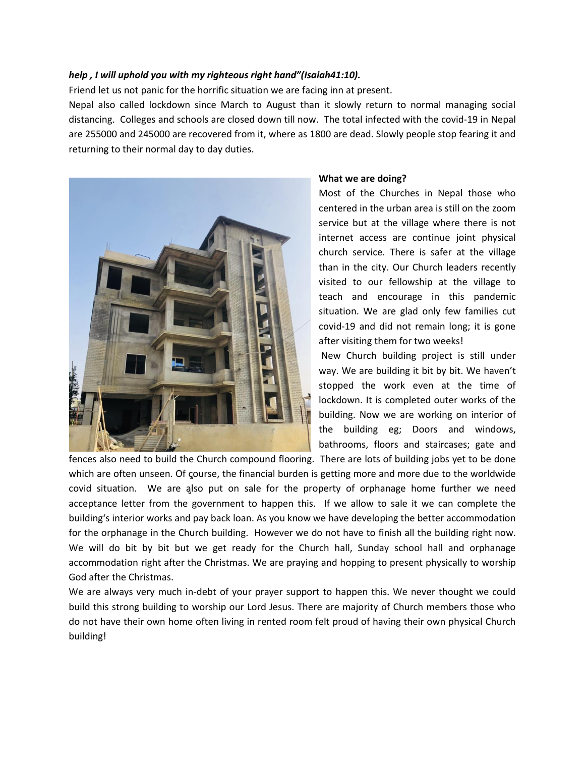***help , I will uphold you with my righteous right hand"(Isaiah41:10).***

Friend let us not panic for the horrific situation we are facing inn at present.

Nepal also called lockdown since March to August than it slowly return to normal managing social distancing. Colleges and schools are closed down till now. The total infected with the covid-19 in Nepal are 255000 and 245000 are recovered from it, where as 1800 are dead. Slowly people stop fearing it and returning to their normal day to day duties.

**What we are doing?**

Most of the Churches in Nepal those who centered in the urban area is still on the zoom service but at the village where there is not internet access are continue joint physical church service. There is safer at the village than in the city. Our Church leaders recently visited to our fellowship at the village to teach and encourage in this pandemic situation. We are glad only few families cut covid-19 and did not remain long; it is gone after visiting them for two weeks!

New Church building project is still under way. We are building it bit by bit. We haven't stopped the work even at the time of lockdown. It is completed outer works of the building. Now we are working on interior of the building eg; Doors and windows, bathrooms, floors and staircases; gate and fences also need to build the Church compound flooring. There are lots of building jobs yet to be done which are often unseen. Of çourse, the financial burden is getting more and more due to the worldwide covid situation. We are also put on sale for the property of orphanage home further we need acceptance letter from the government to happen this. If we allow to sale it we can complete the building's interior works and pay back loan. As you know we have developing the better accommodation for the orphanage in the Church building. However we do not have to finish all the building right now. We will do bit by bit but we get ready for the Church hall, Sunday school hall and orphanage accommodation right after the Christmas. We are praying and hopping to present physically to worship God after the Christmas.

We are always very much in-debt of your prayer support to happen this. We never thought we could build this strong building to worship our Lord Jesus. There are majority of Church members those who do not have their own home often living in rented room felt proud of having their own physical Church building!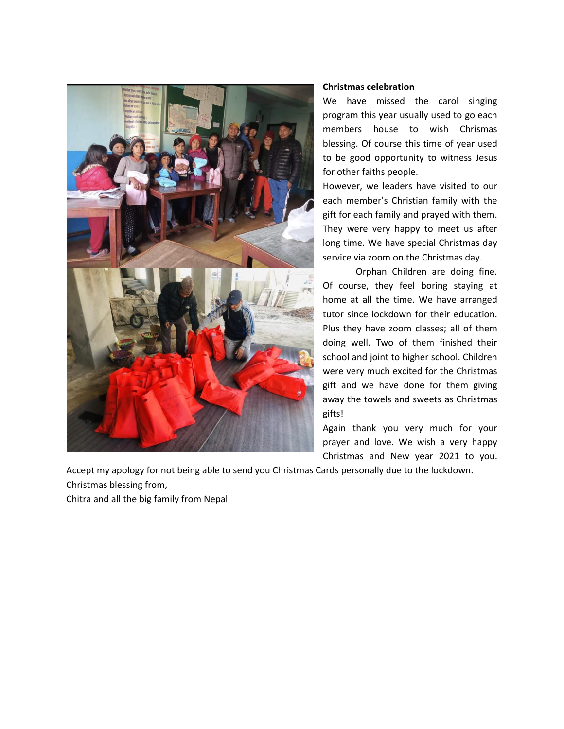**Christmas celebration**

We have missed the carol singing program this year usually used to go each members house to wish Chrismas blessing. Of course this time of year used to be good opportunity to witness Jesus for other faiths people.

However, we leaders have visited to our each member's Christian family with the gift for each family and prayed with them. They were very happy to meet us after long time. We have special Christmas day service via zoom on the Christmas day.

Orphan Children are doing fine. Of course, they feel boring staying at home at all the time. We have arranged tutor since lockdown for their education. Plus they have zoom classes; all of them doing well. Two of them finished their school and joint to higher school. Children were very much excited for the Christmas gift and we have done for them giving away the towels and sweets as Christmas gifts!

Again thank you very much for your prayer and love. We wish a very happy Christmas and New year 2021 to you. Accept my apology for not being able to send you Christmas Cards personally due to the lockdown.

Christmas blessing from,

Chitra and all the big family from Nepal